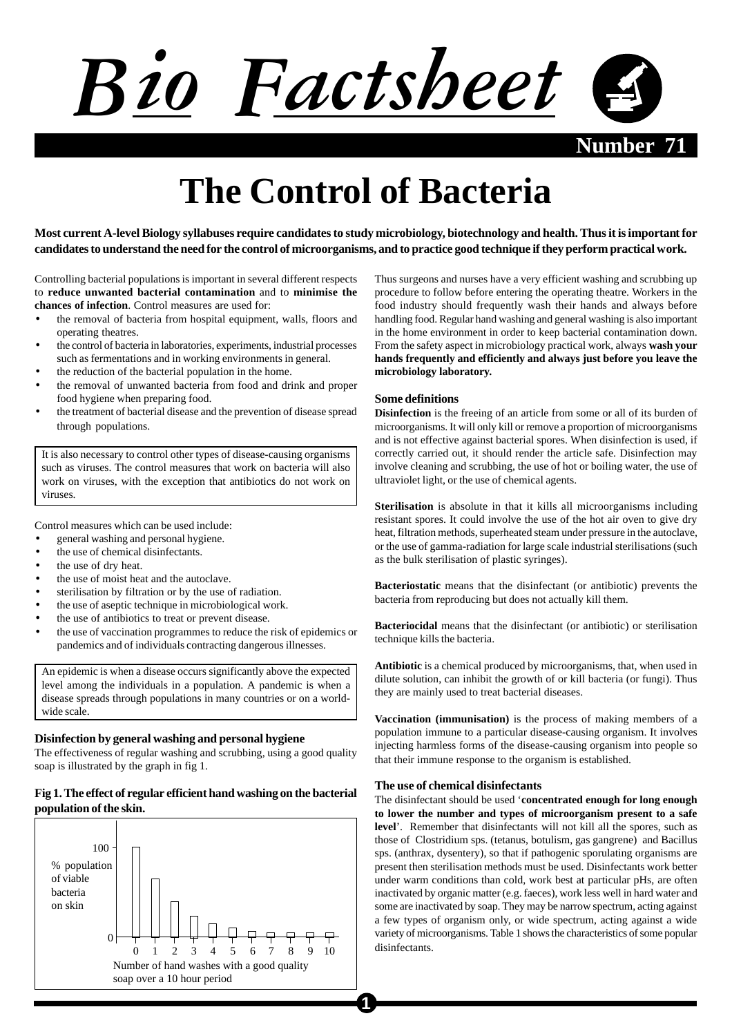# The Control of Bacteria

**Most current A-level Biology syllabuses require candidates to study microbiology, biotechnology and health. Thus it is important for candidates to understand the need for the control of microorganisms, and to practice good technique if they perform practical work.**

Controlling bacterial populations is important in several different respects to **reduce unwanted bacterial contamination** and to **minimise the chances of infection**. Control measures are used for:

- the removal of bacteria from hospital equipment, walls, floors and operating theatres.
- the control of bacteria in laboratories, experiments, industrial processes such as fermentations and in working environments in general.
- the reduction of the bacterial population in the home.
- the removal of unwanted bacteria from food and drink and proper food hygiene when preparing food.
- the treatment of bacterial disease and the prevention of disease spread through populations.

> It is also necessary to control other types of disease-causing organisms such as viruses. The control measures that work on bacteria will also work on viruses, with the exception that antibiotics do not work on viruses.

Control measures which can be used include:

- general washing and personal hygiene.
- the use of chemical disinfectants.
- the use of dry heat.
- the use of moist heat and the autoclave.
- sterilisation by filtration or by the use of radiation.
- the use of aseptic technique in microbiological work.
- the use of antibiotics to treat or prevent disease.
- the use of vaccination programmes to reduce the risk of epidemics or pandemics and of individuals contracting dangerous illnesses.

> An epidemic is when a disease occurs significantly above the expected level among the individuals in a population. A pandemic is when a disease spreads through populations in many countries or on a world-wide scale.

### Disinfection by general washing and personal hygiene

The effectiveness of regular washing and scrubbing, using a good quality soap is illustrated by the graph in fig 1.

**Fig 1. The effect of regular efficient hand washing on the bacterial population of the skin.**

(Bar chart: y-axis "% population of viable bacteria on skin", 0 to 100; x-axis "Number of hand washes with a good quality soap over a 10 hour period", 0 to 10.)

Thus surgeons and nurses have a very efficient washing and scrubbing up procedure to follow before entering the operating theatre. Workers in the food industry should frequently wash their hands and always before handling food. Regular hand washing and general washing is also important in the home environment in order to keep bacterial contamination down. From the safety aspect in microbiology practical work, always **wash your hands frequently and efficiently and always just before you leave the microbiology laboratory.**

### Some definitions

**Disinfection** is the freeing of an article from some or all of its burden of microorganisms. It will only kill or remove a proportion of microorganisms and is not effective against bacterial spores. When disinfection is used, if correctly carried out, it should render the article safe. Disinfection may involve cleaning and scrubbing, the use of hot or boiling water, the use of ultraviolet light, or the use of chemical agents.

**Sterilisation** is absolute in that it kills all microorganisms including resistant spores. It could involve the use of the hot air oven to give dry heat, filtration methods, superheated steam under pressure in the autoclave, or the use of gamma-radiation for large scale industrial sterilisations (such as the bulk sterilisation of plastic syringes).

**Bacteriostatic** means that the disinfectant (or antibiotic) prevents the bacteria from reproducing but does not actually kill them.

**Bacteriocidal** means that the disinfectant (or antibiotic) or sterilisation technique kills the bacteria.

**Antibiotic** is a chemical produced by microorganisms, that, when used in dilute solution, can inhibit the growth of or kill bacteria (or fungi). Thus they are mainly used to treat bacterial diseases.

**Vaccination (immunisation)** is the process of making members of a population immune to a particular disease-causing organism. It involves injecting harmless forms of the disease-causing organism into people so that their immune response to the organism is established.

### The use of chemical disinfectants

The disinfectant should be used '**concentrated enough for long enough to lower the number and types of microorganism present to a safe level**'. Remember that disinfectants will not kill all the spores, such as those of Clostridium sps. (tetanus, botulism, gas gangrene) and Bacillus sps. (anthrax, dysentery), so that if pathogenic sporulating organisms are present then sterilisation methods must be used. Disinfectants work better under warm conditions than cold, work best at particular pHs, are often inactivated by organic matter (e.g. faeces), work less well in hard water and some are inactivated by soap. They may be narrow spectrum, acting against a few types of organism only, or wide spectrum, acting against a wide variety of microorganisms. Table 1 shows the characteristics of some popular disinfectants.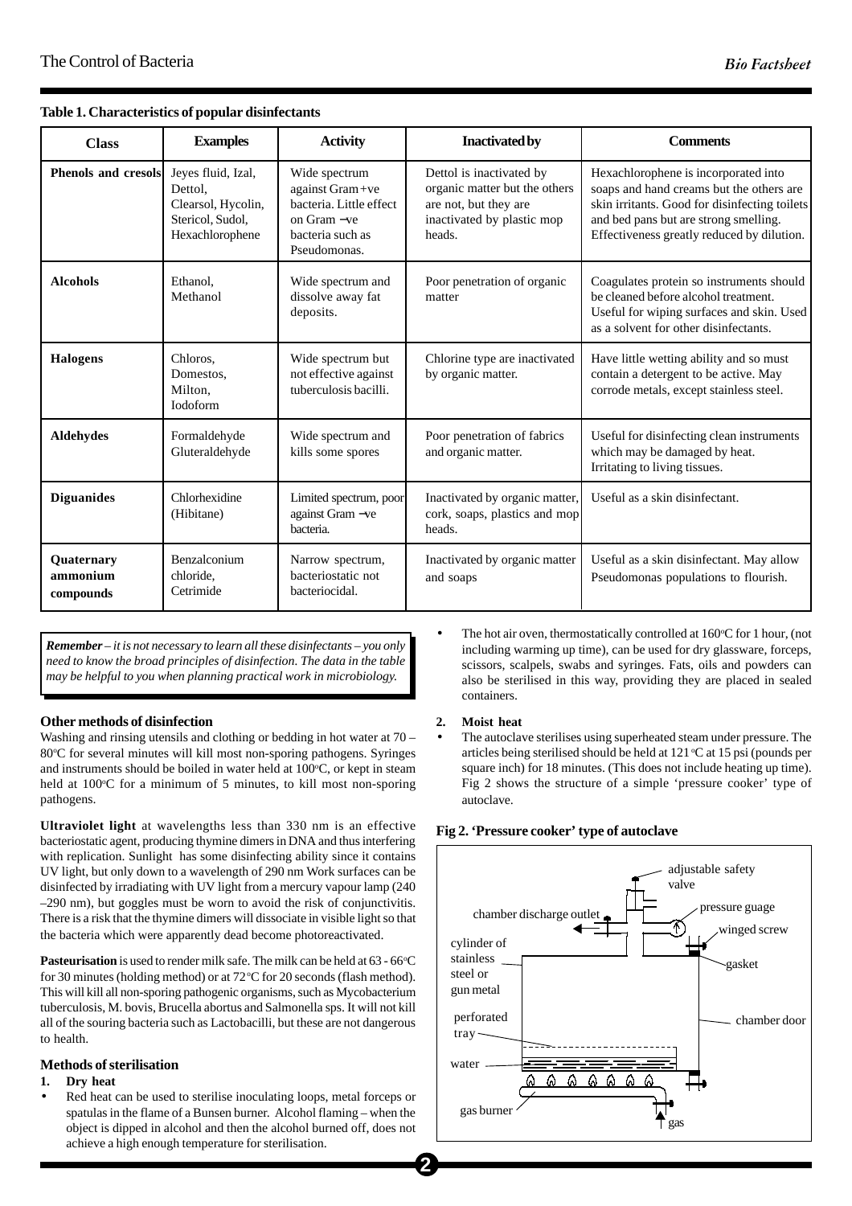**Table 1. Characteristics of popular disinfectants**

| Class | Examples | Activity | Inactivated by | Comments |
|---|---|---|---|---|
| **Phenols and cresols** | Jeyes fluid, Izal, Dettol, Clearsol, Hycolin, Stericol, Sudol, Hexachlorophene | Wide spectrum against Gram +ve bacteria. Little effect on Gram −ve bacteria such as Pseudomonas. | Dettol is inactivated by organic matter but the others are not, but they are inactivated by plastic mop heads. | Hexachlorophene is incorporated into soaps and hand creams but the others are skin irritants. Good for disinfecting toilets and bed pans but are strong smelling. Effectiveness greatly reduced by dilution. |
| **Alcohols** | Ethanol, Methanol | Wide spectrum and dissolve away fat deposits. | Poor penetration of organic matter | Coagulates protein so instruments should be cleaned before alcohol treatment. Useful for wiping surfaces and skin. Used as a solvent for other disinfectants. |
| **Halogens** | Chloros, Domestos, Milton, Iodoform | Wide spectrum but not effective against tuberculosis bacilli. | Chlorine type are inactivated by organic matter. | Have little wetting ability and so must contain a detergent to be active. May corrode metals, except stainless steel. |
| **Aldehydes** | Formaldehyde Gluteraldehyde | Wide spectrum and kills some spores | Poor penetration of fabrics and organic matter. | Useful for disinfecting clean instruments which may be damaged by heat. Irritating to living tissues. |
| **Diguanides** | Chlorhexidine (Hibitane) | Limited spectrum, poor against Gram −ve bacteria. | Inactivated by organic matter, cork, soaps, plastics and mop heads. | Useful as a skin disinfectant. |
| **Quaternary ammonium compounds** | Benzalconium chloride, Cetrimide | Narrow spectrum, bacteriostatic not bacteriocidal. | Inactivated by organic matter and soaps | Useful as a skin disinfectant. May allow Pseudomonas populations to flourish. |

***Remember** – it is not necessary to learn all these disinfectants – you only need to know the broad principles of disinfection. The data in the table may be helpful to you when planning practical work in microbiology.*

### Other methods of disinfection

Washing and rinsing utensils and clothing or bedding in hot water at 70 – 80°C for several minutes will kill most non-sporing pathogens. Syringes and instruments should be boiled in water held at 100°C, or kept in steam held at 100°C for a minimum of 5 minutes, to kill most non-sporing pathogens.

**Ultraviolet light** at wavelengths less than 330 nm is an effective bacteriostatic agent, producing thymine dimers in DNA and thus interfering with replication. Sunlight has some disinfecting ability since it contains UV light, but only down to a wavelength of 290 nm Work surfaces can be disinfected by irradiating with UV light from a mercury vapour lamp (240 –290 nm), but goggles must be worn to avoid the risk of conjunctivitis. There is a risk that the thymine dimers will dissociate in visible light so that the bacteria which were apparently dead become photoreactivated.

**Pasteurisation** is used to render milk safe. The milk can be held at 63 - 66°C for 30 minutes (holding method) or at 72°C for 20 seconds (flash method). This will kill all non-sporing pathogenic organisms, such as Mycobacterium tuberculosis, M. bovis, Brucella abortus and Salmonella sps. It will not kill all of the souring bacteria such as Lactobacilli, but these are not dangerous to health.

### Methods of sterilisation

**1. Dry heat**

- Red heat can be used to sterilise inoculating loops, metal forceps or spatulas in the flame of a Bunsen burner. Alcohol flaming – when the object is dipped in alcohol and then the alcohol burned off, does not achieve a high enough temperature for sterilisation.
- The hot air oven, thermostatically controlled at 160°C for 1 hour, (not including warming up time), can be used for dry glassware, forceps, scissors, scalpels, swabs and syringes. Fats, oils and powders can also be sterilised in this way, providing they are placed in sealed containers.

**2. Moist heat**

- The autoclave sterilises using superheated steam under pressure. The articles being sterilised should be held at 121°C at 15 psi (pounds per square inch) for 18 minutes. (This does not include heating up time). Fig 2 shows the structure of a simple 'pressure cooker' type of autoclave.

**Fig 2. 'Pressure cooker' type of autoclave**

adjustable safety valve; pressure guage; chamber discharge outlet; winged screw; cylinder of stainless steel or gun metal; gasket; perforated tray; chamber door; water; gas burner; gas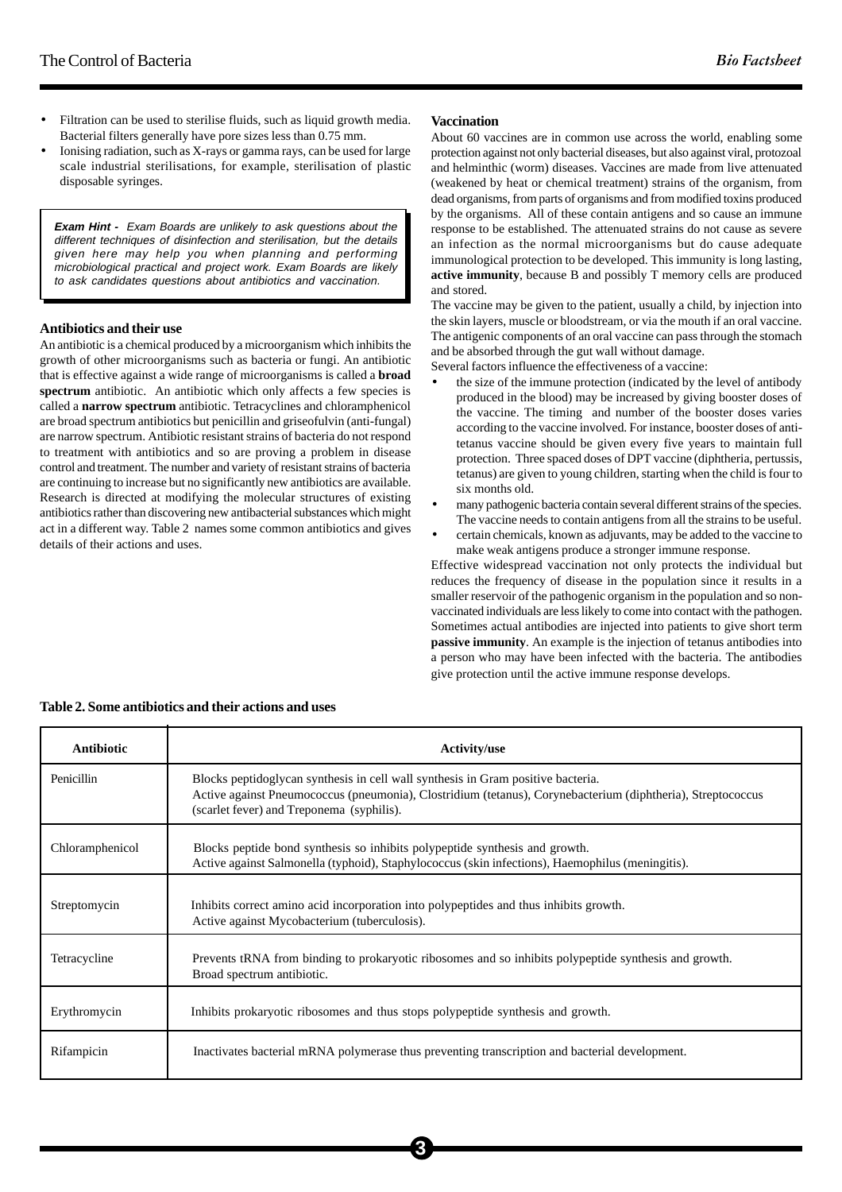- Filtration can be used to sterilise fluids, such as liquid growth media. Bacterial filters generally have pore sizes less than 0.75 mm.
- Ionising radiation, such as X-rays or gamma rays, can be used for large scale industrial sterilisations, for example, sterilisation of plastic disposable syringes.

> ***Exam Hint -*** *Exam Boards are unlikely to ask questions about the different techniques of disinfection and sterilisation, but the details given here may help you when planning and performing microbiological practical and project work. Exam Boards are likely to ask candidates questions about antibiotics and vaccination.*

### Antibiotics and their use

An antibiotic is a chemical produced by a microorganism which inhibits the growth of other microorganisms such as bacteria or fungi. An antibiotic that is effective against a wide range of microorganisms is called a **broad spectrum** antibiotic. An antibiotic which only affects a few species is called a **narrow spectrum** antibiotic. Tetracyclines and chloramphenicol are broad spectrum antibiotics but penicillin and griseofulvin (anti-fungal) are narrow spectrum. Antibiotic resistant strains of bacteria do not respond to treatment with antibiotics and so are proving a problem in disease control and treatment. The number and variety of resistant strains of bacteria are continuing to increase but no significantly new antibiotics are available. Research is directed at modifying the molecular structures of existing antibiotics rather than discovering new antibacterial substances which might act in a different way. Table 2 names some common antibiotics and gives details of their actions and uses.

### Vaccination

About 60 vaccines are in common use across the world, enabling some protection against not only bacterial diseases, but also against viral, protozoal and helminthic (worm) diseases. Vaccines are made from live attenuated (weakened by heat or chemical treatment) strains of the organism, from dead organisms, from parts of organisms and from modified toxins produced by the organisms. All of these contain antigens and so cause an immune response to be established. The attenuated strains do not cause as severe an infection as the normal microorganisms but do cause adequate immunological protection to be developed. This immunity is long lasting, **active immunity**, because B and possibly T memory cells are produced and stored.

The vaccine may be given to the patient, usually a child, by injection into the skin layers, muscle or bloodstream, or via the mouth if an oral vaccine. The antigenic components of an oral vaccine can pass through the stomach and be absorbed through the gut wall without damage.

Several factors influence the effectiveness of a vaccine:

- the size of the immune protection (indicated by the level of antibody produced in the blood) may be increased by giving booster doses of the vaccine. The timing and number of the booster doses varies according to the vaccine involved. For instance, booster doses of anti-tetanus vaccine should be given every five years to maintain full protection. Three spaced doses of DPT vaccine (diphtheria, pertussis, tetanus) are given to young children, starting when the child is four to six months old.
- many pathogenic bacteria contain several different strains of the species. The vaccine needs to contain antigens from all the strains to be useful.
- certain chemicals, known as adjuvants, may be added to the vaccine to make weak antigens produce a stronger immune response.

Effective widespread vaccination not only protects the individual but reduces the frequency of disease in the population since it results in a smaller reservoir of the pathogenic organism in the population and so non-vaccinated individuals are less likely to come into contact with the pathogen. Sometimes actual antibodies are injected into patients to give short term **passive immunity**. An example is the injection of tetanus antibodies into a person who may have been infected with the bacteria. The antibodies give protection until the active immune response develops.

**Table 2. Some antibiotics and their actions and uses**

| Antibiotic | Activity/use |
|---|---|
| Penicillin | Blocks peptidoglycan synthesis in cell wall synthesis in Gram positive bacteria. Active against Pneumococcus (pneumonia), Clostridium (tetanus), Corynebacterium (diphtheria), Streptococcus (scarlet fever) and Treponema (syphilis). |
| Chloramphenicol | Blocks peptide bond synthesis so inhibits polypeptide synthesis and growth. Active against Salmonella (typhoid), Staphylococcus (skin infections), Haemophilus (meningitis). |
| Streptomycin | Inhibits correct amino acid incorporation into polypeptides and thus inhibits growth. Active against Mycobacterium (tuberculosis). |
| Tetracycline | Prevents tRNA from binding to prokaryotic ribosomes and so inhibits polypeptide synthesis and growth. Broad spectrum antibiotic. |
| Erythromycin | Inhibits prokaryotic ribosomes and thus stops polypeptide synthesis and growth. |
| Rifampicin | Inactivates bacterial mRNA polymerase thus preventing transcription and bacterial development. |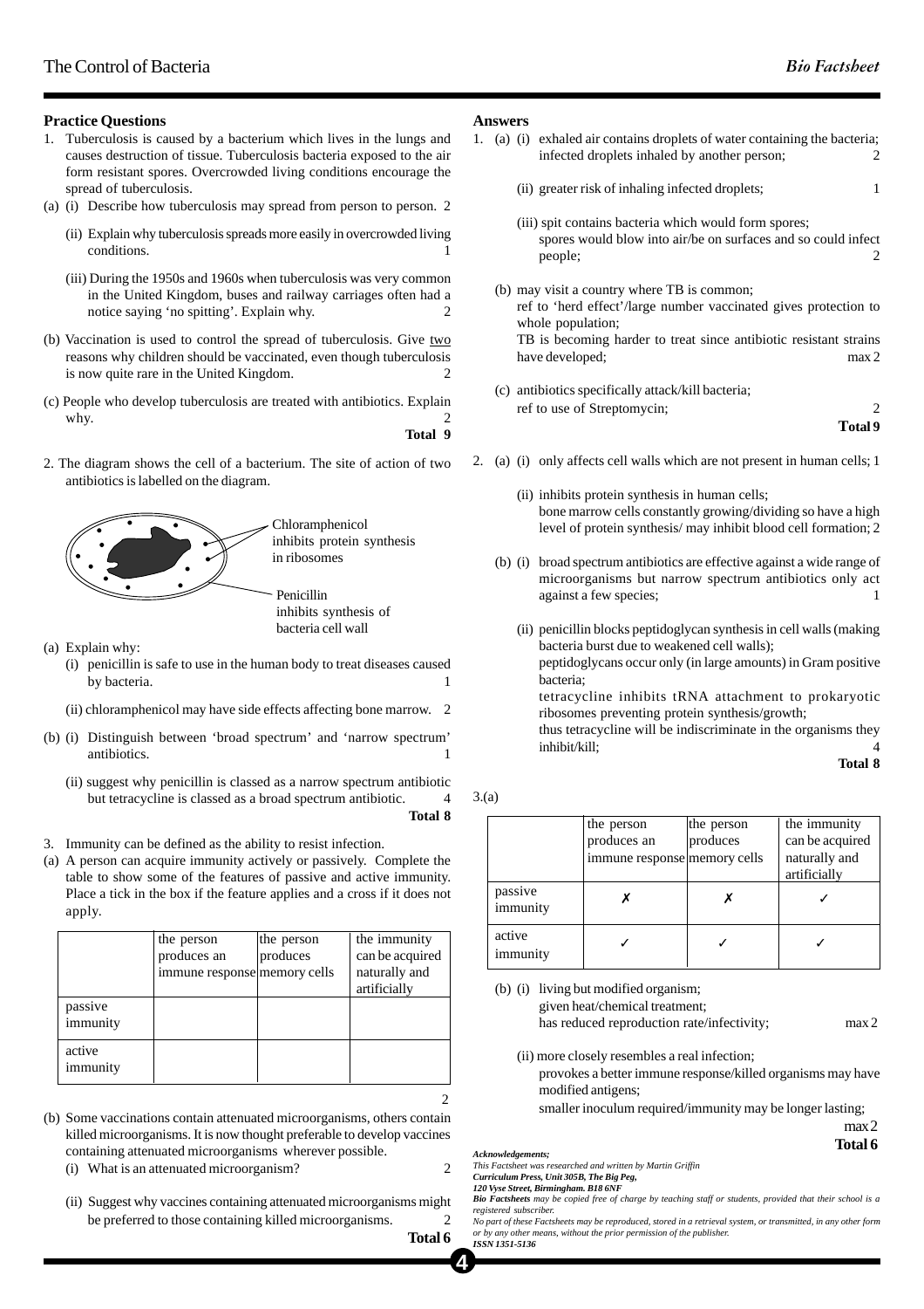## Practice Questions

1. Tuberculosis is caused by a bacterium which lives in the lungs and causes destruction of tissue. Tuberculosis bacteria exposed to the air form resistant spores. Overcrowded living conditions encourage the spread of tuberculosis.

(a) (i) Describe how tuberculosis may spread from person to person. 2

(ii) Explain why tuberculosis spreads more easily in overcrowded living conditions. 1

(iii) During the 1950s and 1960s when tuberculosis was very common in the United Kingdom, buses and railway carriages often had a notice saying 'no spitting'. Explain why. 2

(b) Vaccination is used to control the spread of tuberculosis. Give two reasons why children should be vaccinated, even though tuberculosis is now quite rare in the United Kingdom. 2

(c) People who develop tuberculosis are treated with antibiotics. Explain why. 2

**Total 9**

2. The diagram shows the cell of a bacterium. The site of action of two antibiotics is labelled on the diagram.

Chloramphenicol inhibits protein synthesis in ribosomes

Penicillin inhibits synthesis of bacteria cell wall

(a) Explain why:

(i) penicillin is safe to use in the human body to treat diseases caused by bacteria. 1

(ii) chloramphenicol may have side effects affecting bone marrow. 2

(b) (i) Distinguish between 'broad spectrum' and 'narrow spectrum' antibiotics. 1

(ii) suggest why penicillin is classed as a narrow spectrum antibiotic but tetracycline is classed as a broad spectrum antibiotic. 4

**Total 8**

3. Immunity can be defined as the ability to resist infection.

(a) A person can acquire immunity actively or passively. Complete the table to show some of the features of passive and active immunity. Place a tick in the box if the feature applies and a cross if it does not apply.

| | the person produces an immune response | the person produces memory cells | the immunity can be acquired naturally and artificially |
|---|---|---|---|
| passive immunity | | | |
| active immunity | | | |

2

(b) Some vaccinations contain attenuated microorganisms, others contain killed microorganisms. It is now thought preferable to develop vaccines containing attenuated microorganisms wherever possible.

(i) What is an attenuated microorganism? 2

(ii) Suggest why vaccines containing attenuated microorganisms might be preferred to those containing killed microorganisms. 2

**Total 6**

## Answers

1. (a) (i) exhaled air contains droplets of water containing the bacteria; infected droplets inhaled by another person; 2

(ii) greater risk of inhaling infected droplets; 1

(iii) spit contains bacteria which would form spores; spores would blow into air/be on surfaces and so could infect people; 2

(b) may visit a country where TB is common; ref to 'herd effect'/large number vaccinated gives protection to whole population; TB is becoming harder to treat since antibiotic resistant strains have developed; max 2

(c) antibiotics specifically attack/kill bacteria; ref to use of Streptomycin; 2

**Total 9**

2. (a) (i) only affects cell walls which are not present in human cells; 1

(ii) inhibits protein synthesis in human cells; bone marrow cells constantly growing/dividing so have a high level of protein synthesis/ may inhibit blood cell formation; 2

(b) (i) broad spectrum antibiotics are effective against a wide range of microorganisms but narrow spectrum antibiotics only act against a few species; 1

(ii) penicillin blocks peptidoglycan synthesis in cell walls (making bacteria burst due to weakened cell walls); peptidoglycans occur only (in large amounts) in Gram positive bacteria; tetracycline inhibits tRNA attachment to prokaryotic ribosomes preventing protein synthesis/growth; thus tetracycline will be indiscriminate in the organisms they inhibit/kill; 4

**Total 8**

3.(a)

| | the person produces an immune response | the person produces memory cells | the immunity can be acquired naturally and artificially |
|---|---|---|---|
| passive immunity | ✗ | ✗ | ✓ |
| active immunity | ✓ | ✓ | ✓ |

(b) (i) living but modified organism; given heat/chemical treatment; has reduced reproduction rate/infectivity; max 2

(ii) more closely resembles a real infection; provokes a better immune response/killed organisms may have modified antigens; smaller inoculum required/immunity may be longer lasting; max 2

**Total 6**

*Acknowledgements;*
*This Factsheet was researched and written by Martin Griffin*
***Curriculum Press, Unit 305B, The Big Peg,***
***120 Vyse Street, Birmingham. B18 6NF***
***Bio Factsheets*** *may be copied free of charge by teaching staff or students, provided that their school is a registered subscriber.*
*No part of these Factsheets may be reproduced, stored in a retrieval system, or transmitted, in any other form or by any other means, without the prior permission of the publisher.*
***ISSN 1351-5136***